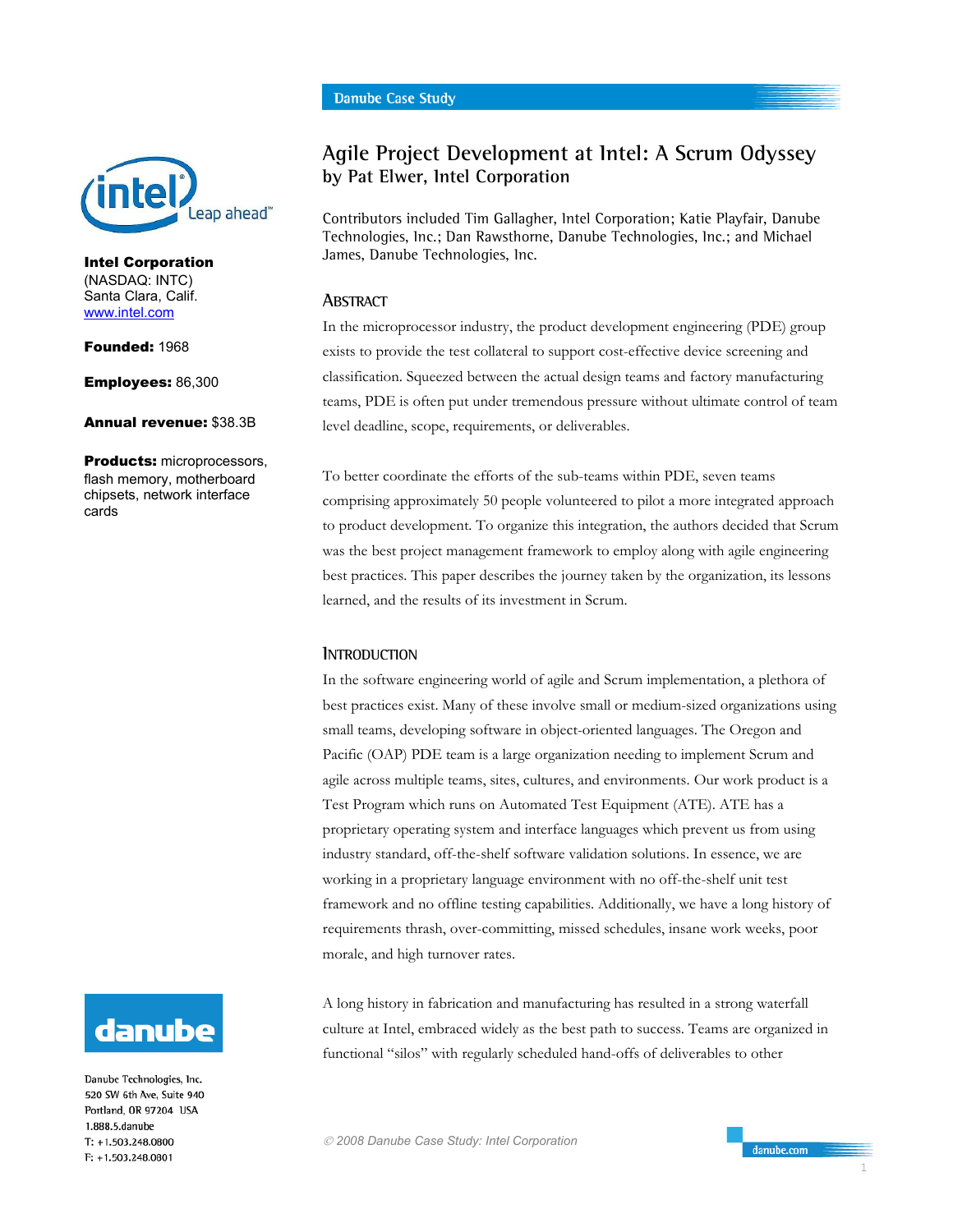Danube Case Study

# Agile Project Development at Intel: A Scrum Odyssey

## by Pat Elwer, Intel Corporation

Contributors included Tim Gallagher, Intel Corporation; Katie Playfair, Danube Technologies, Inc.; Dan Rawsthorne, Danube Technologies, Inc.; and Michael James, Danube Technologies, Inc.

**Intel Corporation**
(NASDAQ: INTC)
Santa Clara, Calif.
www.intel.com

**Founded:** 1968

**Employees:** 86,300

**Annual revenue:** $38.3B

**Products:** microprocessors, flash memory, motherboard chipsets, network interface cards

## Abstract

In the microprocessor industry, the product development engineering (PDE) group exists to provide the test collateral to support cost-effective device screening and classification. Squeezed between the actual design teams and factory manufacturing teams, PDE is often put under tremendous pressure without ultimate control of team level deadline, scope, requirements, or deliverables.

To better coordinate the efforts of the sub-teams within PDE, seven teams comprising approximately 50 people volunteered to pilot a more integrated approach to product development. To organize this integration, the authors decided that Scrum was the best project management framework to employ along with agile engineering best practices. This paper describes the journey taken by the organization, its lessons learned, and the results of its investment in Scrum.

## Introduction

In the software engineering world of agile and Scrum implementation, a plethora of best practices exist. Many of these involve small or medium-sized organizations using small teams, developing software in object-oriented languages. The Oregon and Pacific (OAP) PDE team is a large organization needing to implement Scrum and agile across multiple teams, sites, cultures, and environments. Our work product is a Test Program which runs on Automated Test Equipment (ATE). ATE has a proprietary operating system and interface languages which prevent us from using industry standard, off-the-shelf software validation solutions. In essence, we are working in a proprietary language environment with no off-the-shelf unit test framework and no offline testing capabilities. Additionally, we have a long history of requirements thrash, over-committing, missed schedules, insane work weeks, poor morale, and high turnover rates.

A long history in fabrication and manufacturing has resulted in a strong waterfall culture at Intel, embraced widely as the best path to success. Teams are organized in functional "silos" with regularly scheduled hand-offs of deliverables to other

Danube Technologies, Inc.
520 SW 6th Ave, Suite 940
Portland, OR 97204 USA
1.888.5.danube
T: +1.503.248.0800
F: +1.503.248.0801

© 2008 Danube Case Study: Intel Corporation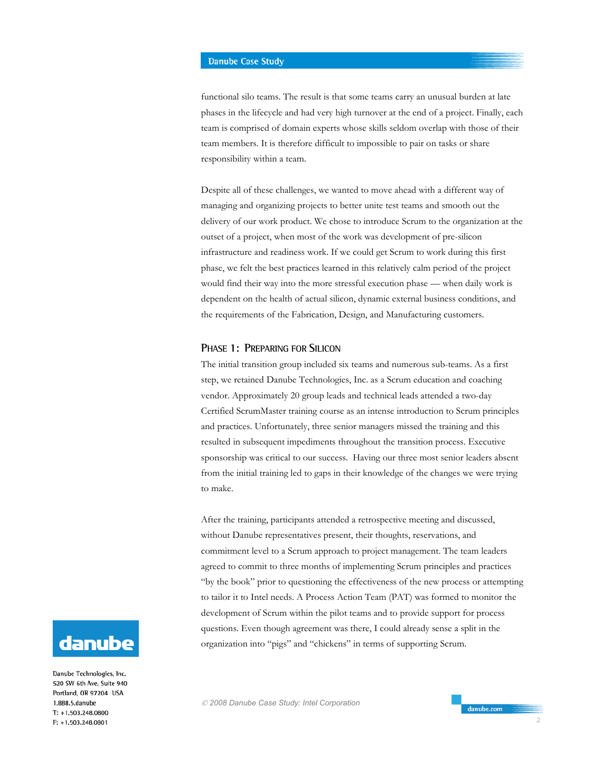functional silo teams. The result is that some teams carry an unusual burden at late phases in the lifecycle and had very high turnover at the end of a project. Finally, each team is comprised of domain experts whose skills seldom overlap with those of their team members. It is therefore difficult to impossible to pair on tasks or share responsibility within a team.

Despite all of these challenges, we wanted to move ahead with a different way of managing and organizing projects to better unite test teams and smooth out the delivery of our work product. We chose to introduce Scrum to the organization at the outset of a project, when most of the work was development of pre-silicon infrastructure and readiness work. If we could get Scrum to work during this first phase, we felt the best practices learned in this relatively calm period of the project would find their way into the more stressful execution phase — when daily work is dependent on the health of actual silicon, dynamic external business conditions, and the requirements of the Fabrication, Design, and Manufacturing customers.

## Phase 1: Preparing for Silicon

The initial transition group included six teams and numerous sub-teams. As a first step, we retained Danube Technologies, Inc. as a Scrum education and coaching vendor. Approximately 20 group leads and technical leads attended a two-day Certified ScrumMaster training course as an intense introduction to Scrum principles and practices. Unfortunately, three senior managers missed the training and this resulted in subsequent impediments throughout the transition process. Executive sponsorship was critical to our success. Having our three most senior leaders absent from the initial training led to gaps in their knowledge of the changes we were trying to make.

After the training, participants attended a retrospective meeting and discussed, without Danube representatives present, their thoughts, reservations, and commitment level to a Scrum approach to project management. The team leaders agreed to commit to three months of implementing Scrum principles and practices "by the book" prior to questioning the effectiveness of the new process or attempting to tailor it to Intel needs. A Process Action Team (PAT) was formed to monitor the development of Scrum within the pilot teams and to provide support for process questions. Even though agreement was there, I could already sense a split in the organization into "pigs" and "chickens" in terms of supporting Scrum.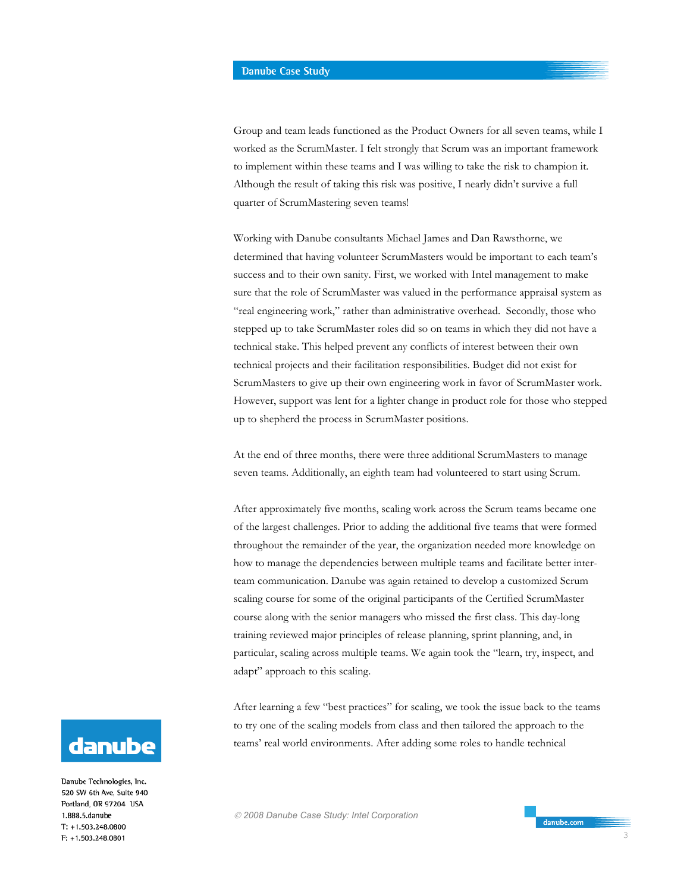Group and team leads functioned as the Product Owners for all seven teams, while I worked as the ScrumMaster. I felt strongly that Scrum was an important framework to implement within these teams and I was willing to take the risk to champion it. Although the result of taking this risk was positive, I nearly didn't survive a full quarter of ScrumMastering seven teams!

Working with Danube consultants Michael James and Dan Rawsthorne, we determined that having volunteer ScrumMasters would be important to each team's success and to their own sanity. First, we worked with Intel management to make sure that the role of ScrumMaster was valued in the performance appraisal system as "real engineering work," rather than administrative overhead. Secondly, those who stepped up to take ScrumMaster roles did so on teams in which they did not have a technical stake. This helped prevent any conflicts of interest between their own technical projects and their facilitation responsibilities. Budget did not exist for ScrumMasters to give up their own engineering work in favor of ScrumMaster work. However, support was lent for a lighter change in product role for those who stepped up to shepherd the process in ScrumMaster positions.

At the end of three months, there were three additional ScrumMasters to manage seven teams. Additionally, an eighth team had volunteered to start using Scrum.

After approximately five months, scaling work across the Scrum teams became one of the largest challenges. Prior to adding the additional five teams that were formed throughout the remainder of the year, the organization needed more knowledge on how to manage the dependencies between multiple teams and facilitate better inter-team communication. Danube was again retained to develop a customized Scrum scaling course for some of the original participants of the Certified ScrumMaster course along with the senior managers who missed the first class. This day-long training reviewed major principles of release planning, sprint planning, and, in particular, scaling across multiple teams. We again took the "learn, try, inspect, and adapt" approach to this scaling.

After learning a few "best practices" for scaling, we took the issue back to the teams to try one of the scaling models from class and then tailored the approach to the teams' real world environments. After adding some roles to handle technical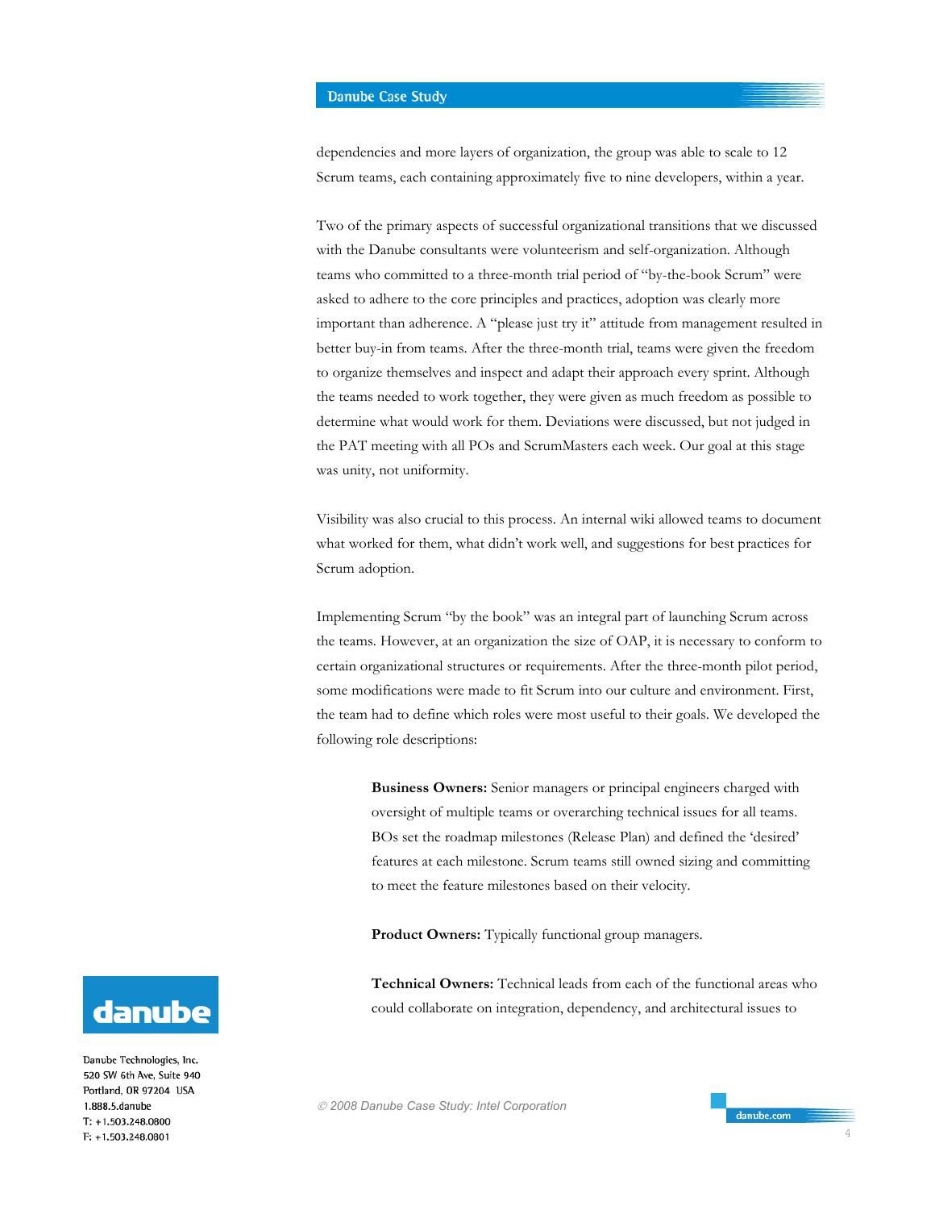dependencies and more layers of organization, the group was able to scale to 12 Scrum teams, each containing approximately five to nine developers, within a year.

Two of the primary aspects of successful organizational transitions that we discussed with the Danube consultants were volunteerism and self-organization. Although teams who committed to a three-month trial period of "by-the-book Scrum" were asked to adhere to the core principles and practices, adoption was clearly more important than adherence. A "please just try it" attitude from management resulted in better buy-in from teams. After the three-month trial, teams were given the freedom to organize themselves and inspect and adapt their approach every sprint. Although the teams needed to work together, they were given as much freedom as possible to determine what would work for them. Deviations were discussed, but not judged in the PAT meeting with all POs and ScrumMasters each week. Our goal at this stage was unity, not uniformity.

Visibility was also crucial to this process. An internal wiki allowed teams to document what worked for them, what didn't work well, and suggestions for best practices for Scrum adoption.

Implementing Scrum "by the book" was an integral part of launching Scrum across the teams. However, at an organization the size of OAP, it is necessary to conform to certain organizational structures or requirements. After the three-month pilot period, some modifications were made to fit Scrum into our culture and environment. First, the team had to define which roles were most useful to their goals. We developed the following role descriptions:

> **Business Owners:** Senior managers or principal engineers charged with oversight of multiple teams or overarching technical issues for all teams. BOs set the roadmap milestones (Release Plan) and defined the 'desired' features at each milestone. Scrum teams still owned sizing and committing to meet the feature milestones based on their velocity.
>
> **Product Owners:** Typically functional group managers.
>
> **Technical Owners:** Technical leads from each of the functional areas who could collaborate on integration, dependency, and architectural issues to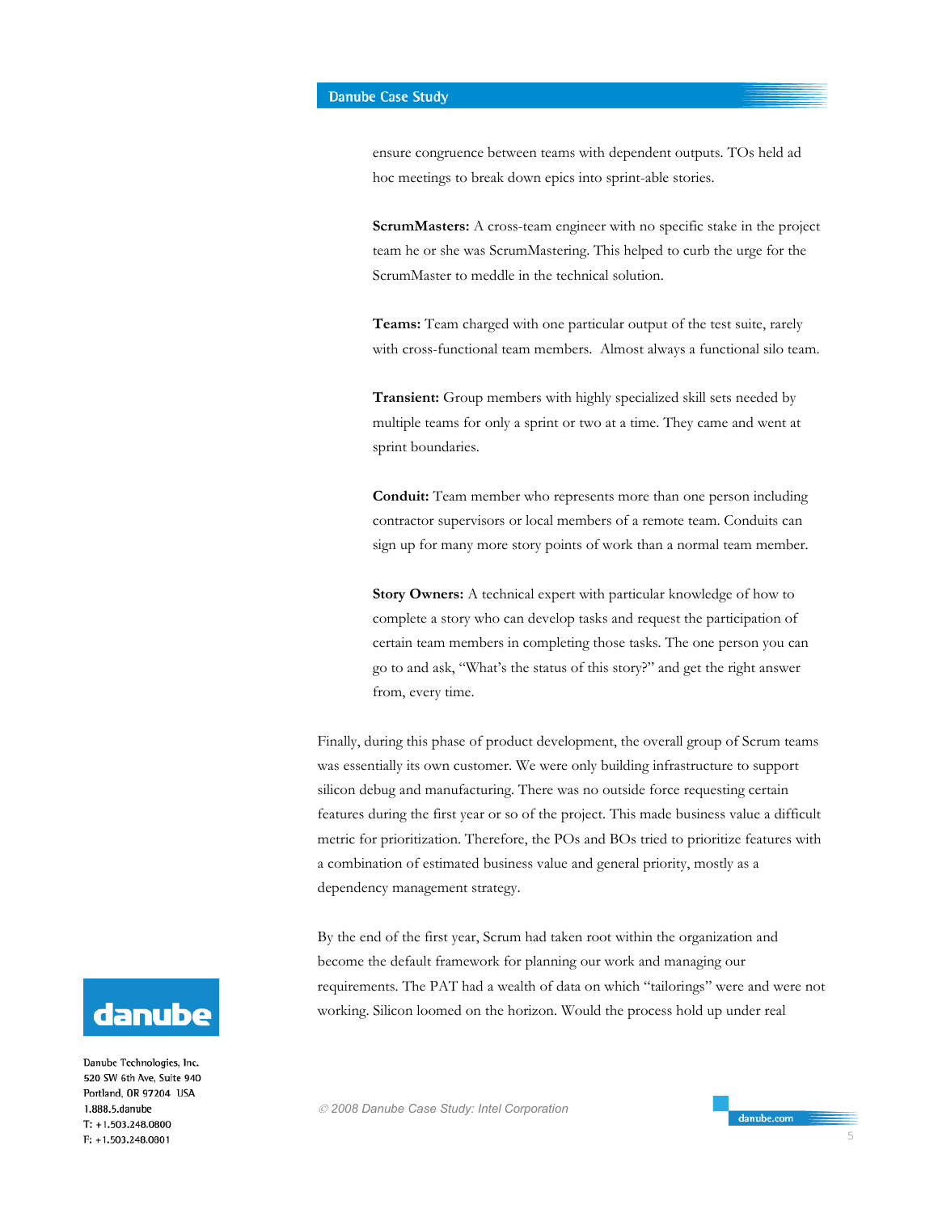ensure congruence between teams with dependent outputs. TOs held ad hoc meetings to break down epics into sprint-able stories.

**ScrumMasters:** A cross-team engineer with no specific stake in the project team he or she was ScrumMastering. This helped to curb the urge for the ScrumMaster to meddle in the technical solution.

**Teams:** Team charged with one particular output of the test suite, rarely with cross-functional team members. Almost always a functional silo team.

**Transient:** Group members with highly specialized skill sets needed by multiple teams for only a sprint or two at a time. They came and went at sprint boundaries.

**Conduit:** Team member who represents more than one person including contractor supervisors or local members of a remote team. Conduits can sign up for many more story points of work than a normal team member.

**Story Owners:** A technical expert with particular knowledge of how to complete a story who can develop tasks and request the participation of certain team members in completing those tasks. The one person you can go to and ask, "What's the status of this story?" and get the right answer from, every time.

Finally, during this phase of product development, the overall group of Scrum teams was essentially its own customer. We were only building infrastructure to support silicon debug and manufacturing. There was no outside force requesting certain features during the first year or so of the project. This made business value a difficult metric for prioritization. Therefore, the POs and BOs tried to prioritize features with a combination of estimated business value and general priority, mostly as a dependency management strategy.

By the end of the first year, Scrum had taken root within the organization and become the default framework for planning our work and managing our requirements. The PAT had a wealth of data on which "tailorings" were and were not working. Silicon loomed on the horizon. Would the process hold up under real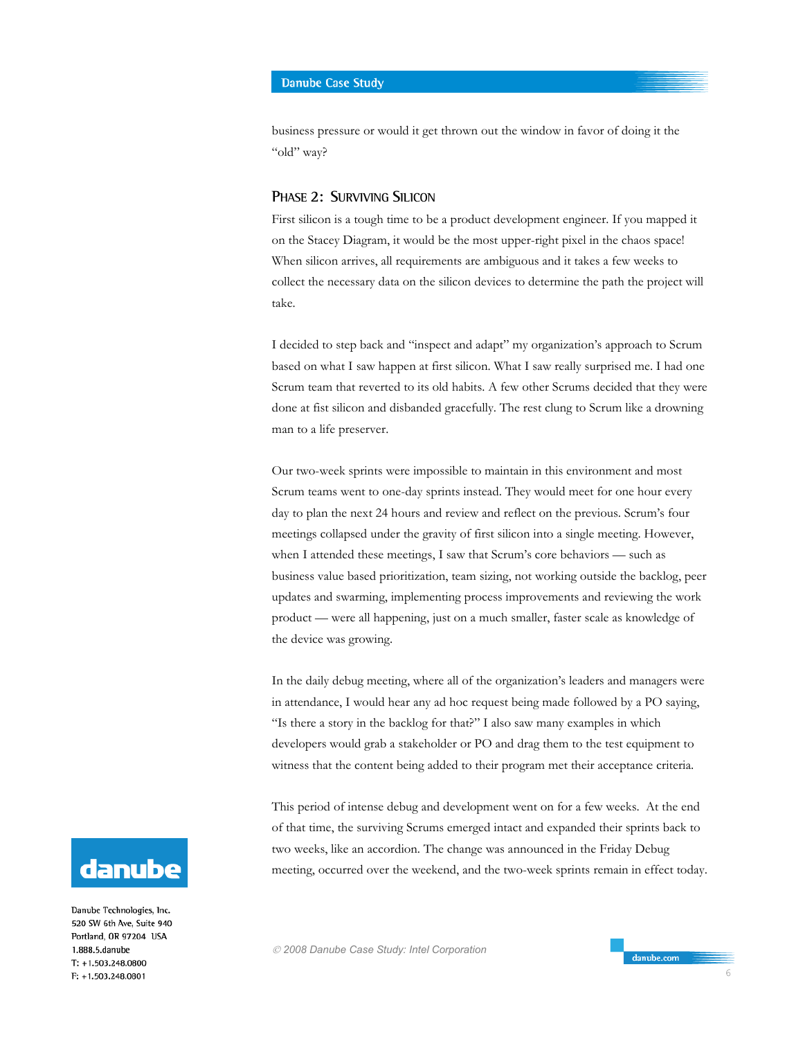business pressure or would it get thrown out the window in favor of doing it the "old" way?

### Phase 2: Surviving Silicon

First silicon is a tough time to be a product development engineer. If you mapped it on the Stacey Diagram, it would be the most upper-right pixel in the chaos space! When silicon arrives, all requirements are ambiguous and it takes a few weeks to collect the necessary data on the silicon devices to determine the path the project will take.

I decided to step back and "inspect and adapt" my organization's approach to Scrum based on what I saw happen at first silicon. What I saw really surprised me. I had one Scrum team that reverted to its old habits. A few other Scrums decided that they were done at fist silicon and disbanded gracefully. The rest clung to Scrum like a drowning man to a life preserver.

Our two-week sprints were impossible to maintain in this environment and most Scrum teams went to one-day sprints instead. They would meet for one hour every day to plan the next 24 hours and review and reflect on the previous. Scrum's four meetings collapsed under the gravity of first silicon into a single meeting. However, when I attended these meetings, I saw that Scrum's core behaviors — such as business value based prioritization, team sizing, not working outside the backlog, peer updates and swarming, implementing process improvements and reviewing the work product — were all happening, just on a much smaller, faster scale as knowledge of the device was growing.

In the daily debug meeting, where all of the organization's leaders and managers were in attendance, I would hear any ad hoc request being made followed by a PO saying, "Is there a story in the backlog for that?" I also saw many examples in which developers would grab a stakeholder or PO and drag them to the test equipment to witness that the content being added to their program met their acceptance criteria.

This period of intense debug and development went on for a few weeks. At the end of that time, the surviving Scrums emerged intact and expanded their sprints back to two weeks, like an accordion. The change was announced in the Friday Debug meeting, occurred over the weekend, and the two-week sprints remain in effect today.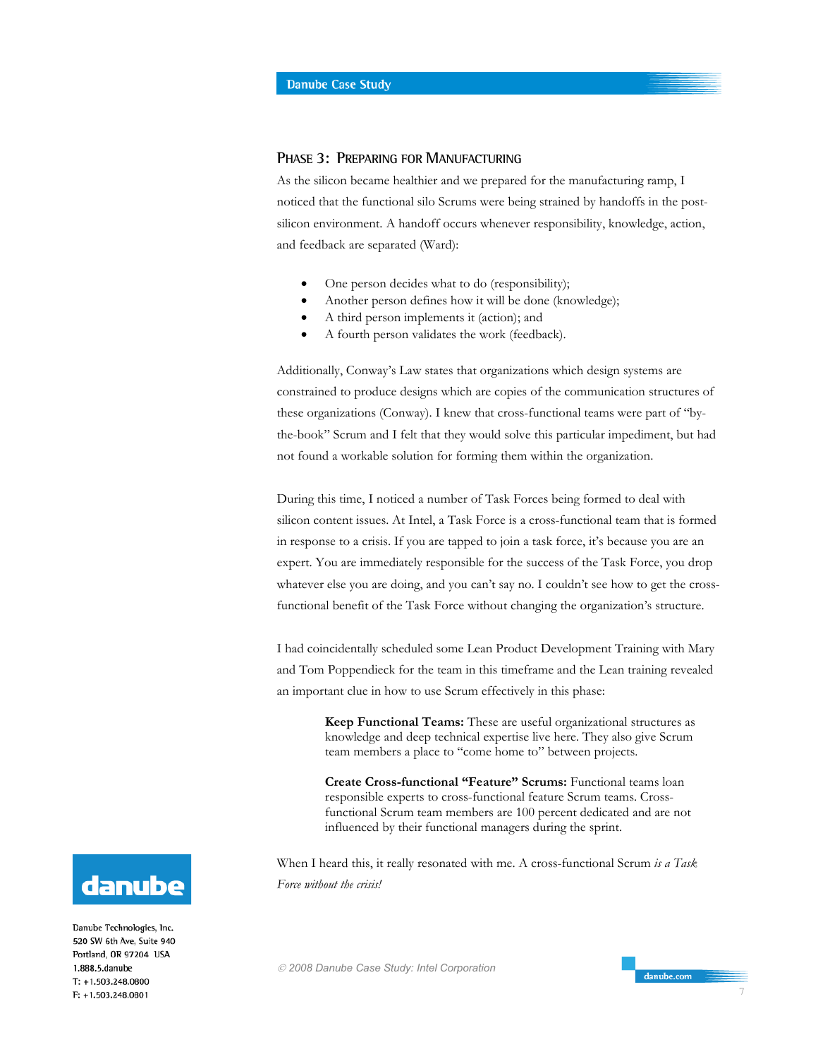## Phase 3: Preparing for Manufacturing

As the silicon became healthier and we prepared for the manufacturing ramp, I noticed that the functional silo Scrums were being strained by handoffs in the post-silicon environment. A handoff occurs whenever responsibility, knowledge, action, and feedback are separated (Ward):

- One person decides what to do (responsibility);
- Another person defines how it will be done (knowledge);
- A third person implements it (action); and
- A fourth person validates the work (feedback).

Additionally, Conway's Law states that organizations which design systems are constrained to produce designs which are copies of the communication structures of these organizations (Conway). I knew that cross-functional teams were part of "by-the-book" Scrum and I felt that they would solve this particular impediment, but had not found a workable solution for forming them within the organization.

During this time, I noticed a number of Task Forces being formed to deal with silicon content issues. At Intel, a Task Force is a cross-functional team that is formed in response to a crisis. If you are tapped to join a task force, it's because you are an expert. You are immediately responsible for the success of the Task Force, you drop whatever else you are doing, and you can't say no. I couldn't see how to get the cross-functional benefit of the Task Force without changing the organization's structure.

I had coincidentally scheduled some Lean Product Development Training with Mary and Tom Poppendieck for the team in this timeframe and the Lean training revealed an important clue in how to use Scrum effectively in this phase:

> **Keep Functional Teams:** These are useful organizational structures as knowledge and deep technical expertise live here. They also give Scrum team members a place to "come home to" between projects.
>
> **Create Cross-functional "Feature" Scrums:** Functional teams loan responsible experts to cross-functional feature Scrum teams. Cross-functional Scrum team members are 100 percent dedicated and are not influenced by their functional managers during the sprint.

When I heard this, it really resonated with me. A cross-functional Scrum *is a Task Force without the crisis!*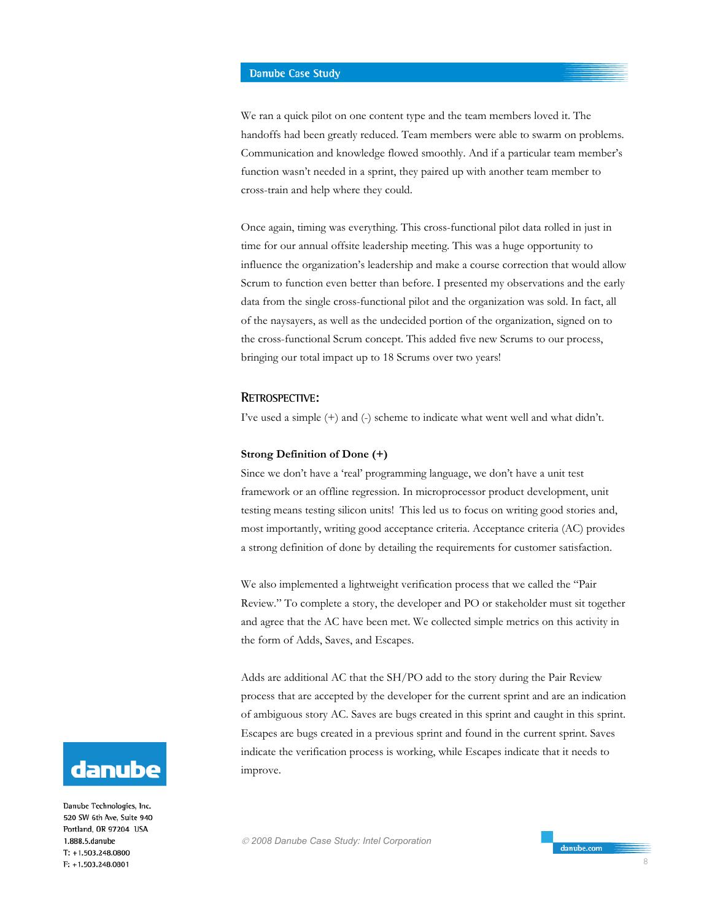We ran a quick pilot on one content type and the team members loved it. The handoffs had been greatly reduced. Team members were able to swarm on problems. Communication and knowledge flowed smoothly. And if a particular team member's function wasn't needed in a sprint, they paired up with another team member to cross-train and help where they could.

Once again, timing was everything. This cross-functional pilot data rolled in just in time for our annual offsite leadership meeting. This was a huge opportunity to influence the organization's leadership and make a course correction that would allow Scrum to function even better than before. I presented my observations and the early data from the single cross-functional pilot and the organization was sold. In fact, all of the naysayers, as well as the undecided portion of the organization, signed on to the cross-functional Scrum concept. This added five new Scrums to our process, bringing our total impact up to 18 Scrums over two years!

## Retrospective:

I've used a simple (+) and (-) scheme to indicate what went well and what didn't.

**Strong Definition of Done (+)**

Since we don't have a 'real' programming language, we don't have a unit test framework or an offline regression. In microprocessor product development, unit testing means testing silicon units! This led us to focus on writing good stories and, most importantly, writing good acceptance criteria. Acceptance criteria (AC) provides a strong definition of done by detailing the requirements for customer satisfaction.

We also implemented a lightweight verification process that we called the "Pair Review." To complete a story, the developer and PO or stakeholder must sit together and agree that the AC have been met. We collected simple metrics on this activity in the form of Adds, Saves, and Escapes.

Adds are additional AC that the SH/PO add to the story during the Pair Review process that are accepted by the developer for the current sprint and are an indication of ambiguous story AC. Saves are bugs created in this sprint and caught in this sprint. Escapes are bugs created in a previous sprint and found in the current sprint. Saves indicate the verification process is working, while Escapes indicate that it needs to improve.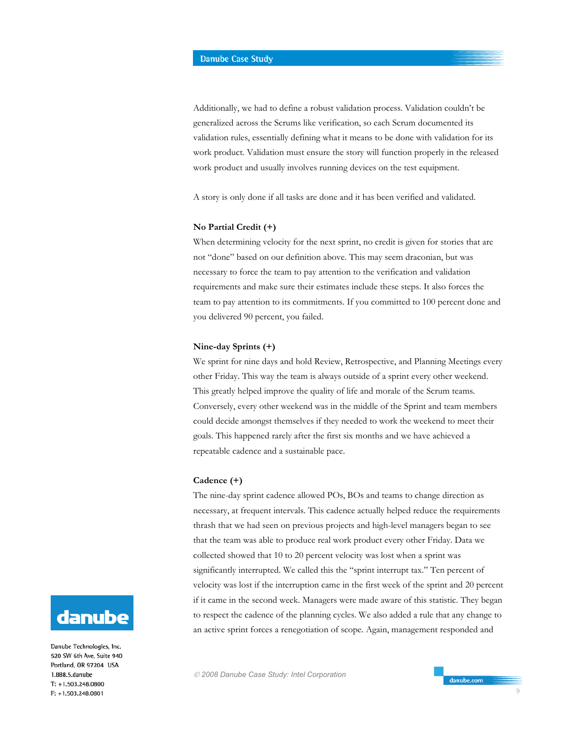Additionally, we had to define a robust validation process. Validation couldn't be generalized across the Scrums like verification, so each Scrum documented its validation rules, essentially defining what it means to be done with validation for its work product. Validation must ensure the story will function properly in the released work product and usually involves running devices on the test equipment.

A story is only done if all tasks are done and it has been verified and validated.

**No Partial Credit (+)**

When determining velocity for the next sprint, no credit is given for stories that are not "done" based on our definition above. This may seem draconian, but was necessary to force the team to pay attention to the verification and validation requirements and make sure their estimates include these steps. It also forces the team to pay attention to its commitments. If you committed to 100 percent done and you delivered 90 percent, you failed.

**Nine-day Sprints (+)**

We sprint for nine days and hold Review, Retrospective, and Planning Meetings every other Friday. This way the team is always outside of a sprint every other weekend. This greatly helped improve the quality of life and morale of the Scrum teams. Conversely, every other weekend was in the middle of the Sprint and team members could decide amongst themselves if they needed to work the weekend to meet their goals. This happened rarely after the first six months and we have achieved a repeatable cadence and a sustainable pace.

**Cadence (+)**

The nine-day sprint cadence allowed POs, BOs and teams to change direction as necessary, at frequent intervals. This cadence actually helped reduce the requirements thrash that we had seen on previous projects and high-level managers began to see that the team was able to produce real work product every other Friday. Data we collected showed that 10 to 20 percent velocity was lost when a sprint was significantly interrupted. We called this the "sprint interrupt tax." Ten percent of velocity was lost if the interruption came in the first week of the sprint and 20 percent if it came in the second week. Managers were made aware of this statistic. They began to respect the cadence of the planning cycles. We also added a rule that any change to an active sprint forces a renegotiation of scope. Again, management responded and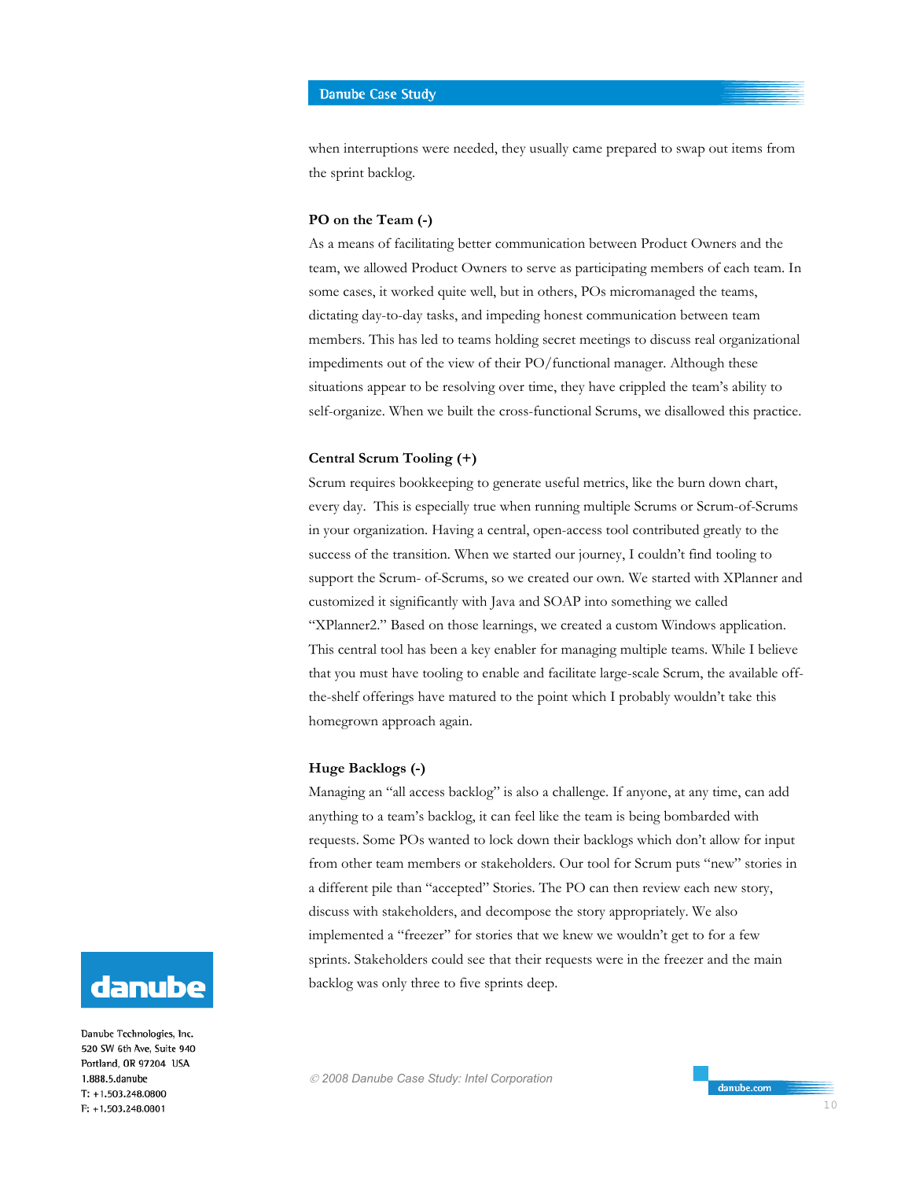when interruptions were needed, they usually came prepared to swap out items from the sprint backlog.

**PO on the Team (-)**

As a means of facilitating better communication between Product Owners and the team, we allowed Product Owners to serve as participating members of each team. In some cases, it worked quite well, but in others, POs micromanaged the teams, dictating day-to-day tasks, and impeding honest communication between team members. This has led to teams holding secret meetings to discuss real organizational impediments out of the view of their PO/functional manager. Although these situations appear to be resolving over time, they have crippled the team's ability to self-organize. When we built the cross-functional Scrums, we disallowed this practice.

**Central Scrum Tooling (+)**

Scrum requires bookkeeping to generate useful metrics, like the burn down chart, every day. This is especially true when running multiple Scrums or Scrum-of-Scrums in your organization. Having a central, open-access tool contributed greatly to the success of the transition. When we started our journey, I couldn't find tooling to support the Scrum- of-Scrums, so we created our own. We started with XPlanner and customized it significantly with Java and SOAP into something we called "XPlanner2." Based on those learnings, we created a custom Windows application. This central tool has been a key enabler for managing multiple teams. While I believe that you must have tooling to enable and facilitate large-scale Scrum, the available off-the-shelf offerings have matured to the point which I probably wouldn't take this homegrown approach again.

**Huge Backlogs (-)**

Managing an "all access backlog" is also a challenge. If anyone, at any time, can add anything to a team's backlog, it can feel like the team is being bombarded with requests. Some POs wanted to lock down their backlogs which don't allow for input from other team members or stakeholders. Our tool for Scrum puts "new" stories in a different pile than "accepted" Stories. The PO can then review each new story, discuss with stakeholders, and decompose the story appropriately. We also implemented a "freezer" for stories that we knew we wouldn't get to for a few sprints. Stakeholders could see that their requests were in the freezer and the main backlog was only three to five sprints deep.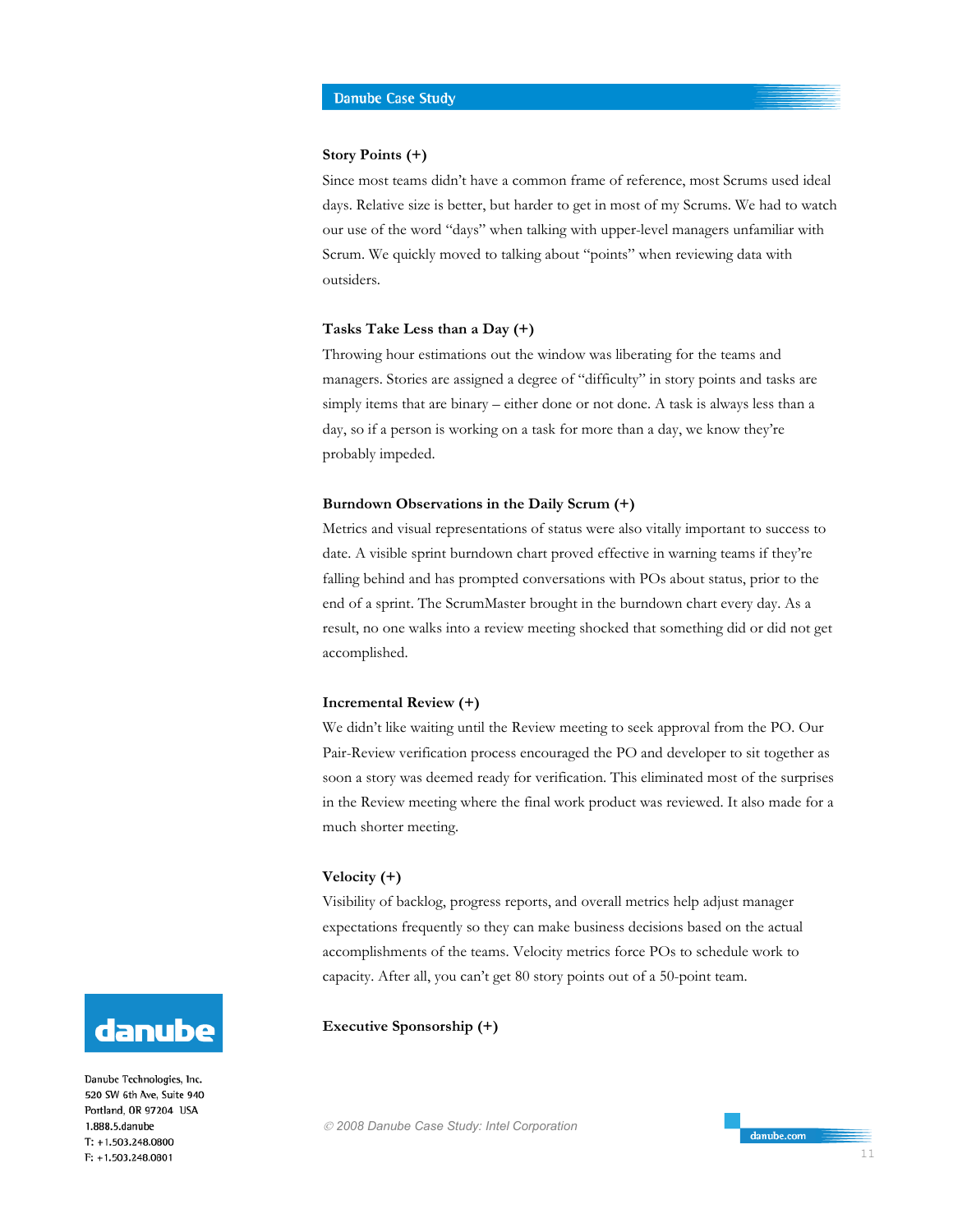### Story Points (+)

Since most teams didn't have a common frame of reference, most Scrums used ideal days. Relative size is better, but harder to get in most of my Scrums. We had to watch our use of the word "days" when talking with upper-level managers unfamiliar with Scrum. We quickly moved to talking about "points" when reviewing data with outsiders.

### Tasks Take Less than a Day (+)

Throwing hour estimations out the window was liberating for the teams and managers. Stories are assigned a degree of "difficulty" in story points and tasks are simply items that are binary – either done or not done. A task is always less than a day, so if a person is working on a task for more than a day, we know they're probably impeded.

### Burndown Observations in the Daily Scrum (+)

Metrics and visual representations of status were also vitally important to success to date. A visible sprint burndown chart proved effective in warning teams if they're falling behind and has prompted conversations with POs about status, prior to the end of a sprint. The ScrumMaster brought in the burndown chart every day. As a result, no one walks into a review meeting shocked that something did or did not get accomplished.

### Incremental Review (+)

We didn't like waiting until the Review meeting to seek approval from the PO. Our Pair-Review verification process encouraged the PO and developer to sit together as soon a story was deemed ready for verification. This eliminated most of the surprises in the Review meeting where the final work product was reviewed. It also made for a much shorter meeting.

### Velocity (+)

Visibility of backlog, progress reports, and overall metrics help adjust manager expectations frequently so they can make business decisions based on the actual accomplishments of the teams. Velocity metrics force POs to schedule work to capacity. After all, you can't get 80 story points out of a 50-point team.

### Executive Sponsorship (+)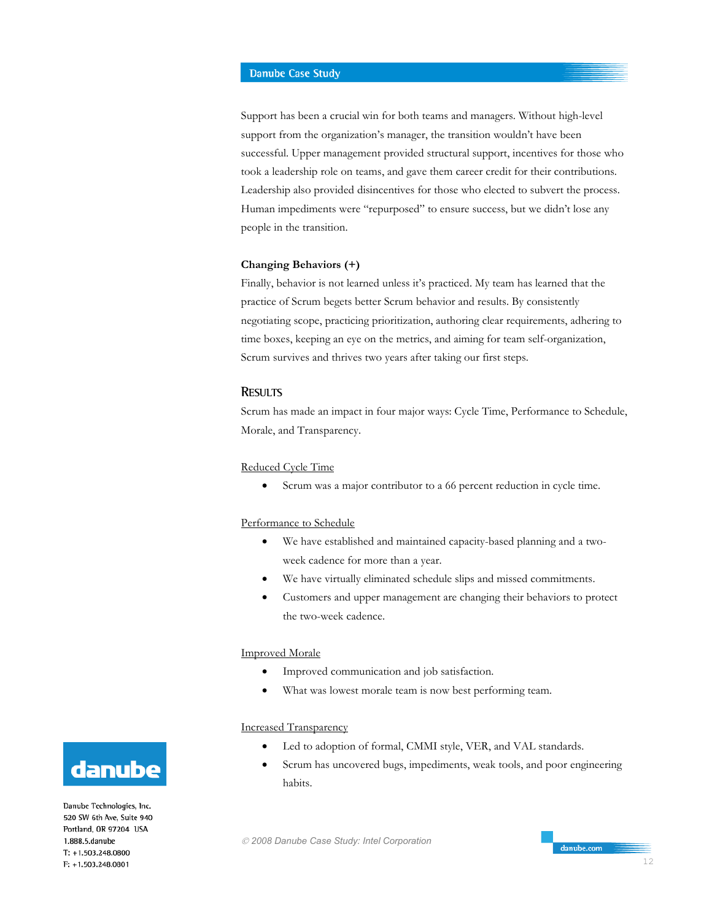Support has been a crucial win for both teams and managers. Without high-level support from the organization's manager, the transition wouldn't have been successful. Upper management provided structural support, incentives for those who took a leadership role on teams, and gave them career credit for their contributions. Leadership also provided disincentives for those who elected to subvert the process. Human impediments were "repurposed" to ensure success, but we didn't lose any people in the transition.

**Changing Behaviors (+)**

Finally, behavior is not learned unless it's practiced. My team has learned that the practice of Scrum begets better Scrum behavior and results. By consistently negotiating scope, practicing prioritization, authoring clear requirements, adhering to time boxes, keeping an eye on the metrics, and aiming for team self-organization, Scrum survives and thrives two years after taking our first steps.

## Results

Scrum has made an impact in four major ways: Cycle Time, Performance to Schedule, Morale, and Transparency.

Reduced Cycle Time

- Scrum was a major contributor to a 66 percent reduction in cycle time.

Performance to Schedule

- We have established and maintained capacity-based planning and a two-week cadence for more than a year.
- We have virtually eliminated schedule slips and missed commitments.
- Customers and upper management are changing their behaviors to protect the two-week cadence.

Improved Morale

- Improved communication and job satisfaction.
- What was lowest morale team is now best performing team.

Increased Transparency

- Led to adoption of formal, CMMI style, VER, and VAL standards.
- Scrum has uncovered bugs, impediments, weak tools, and poor engineering habits.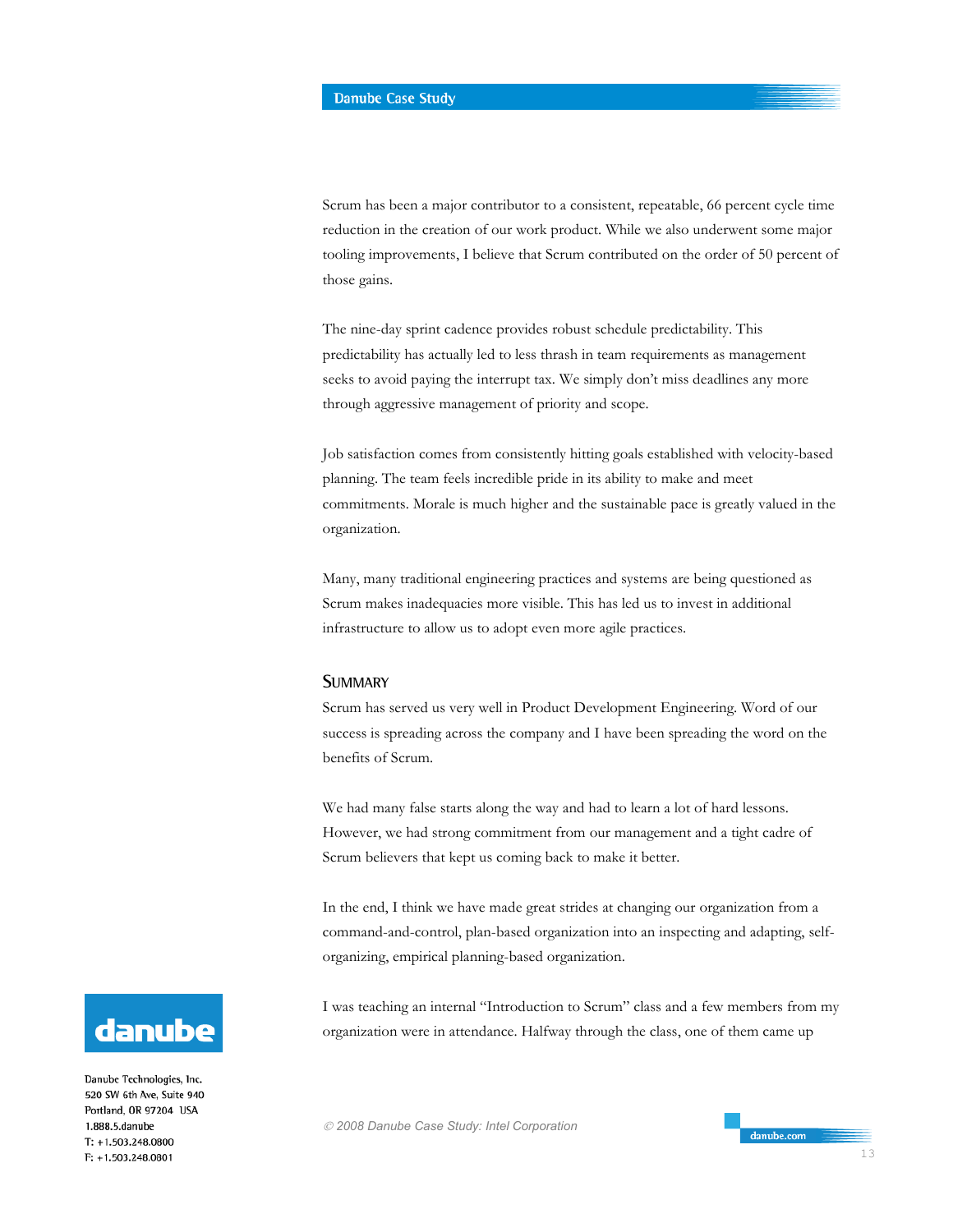Scrum has been a major contributor to a consistent, repeatable, 66 percent cycle time reduction in the creation of our work product. While we also underwent some major tooling improvements, I believe that Scrum contributed on the order of 50 percent of those gains.

The nine-day sprint cadence provides robust schedule predictability. This predictability has actually led to less thrash in team requirements as management seeks to avoid paying the interrupt tax. We simply don't miss deadlines any more through aggressive management of priority and scope.

Job satisfaction comes from consistently hitting goals established with velocity-based planning. The team feels incredible pride in its ability to make and meet commitments. Morale is much higher and the sustainable pace is greatly valued in the organization.

Many, many traditional engineering practices and systems are being questioned as Scrum makes inadequacies more visible. This has led us to invest in additional infrastructure to allow us to adopt even more agile practices.

## Summary

Scrum has served us very well in Product Development Engineering. Word of our success is spreading across the company and I have been spreading the word on the benefits of Scrum.

We had many false starts along the way and had to learn a lot of hard lessons. However, we had strong commitment from our management and a tight cadre of Scrum believers that kept us coming back to make it better.

In the end, I think we have made great strides at changing our organization from a command-and-control, plan-based organization into an inspecting and adapting, self-organizing, empirical planning-based organization.

I was teaching an internal "Introduction to Scrum" class and a few members from my organization were in attendance. Halfway through the class, one of them came up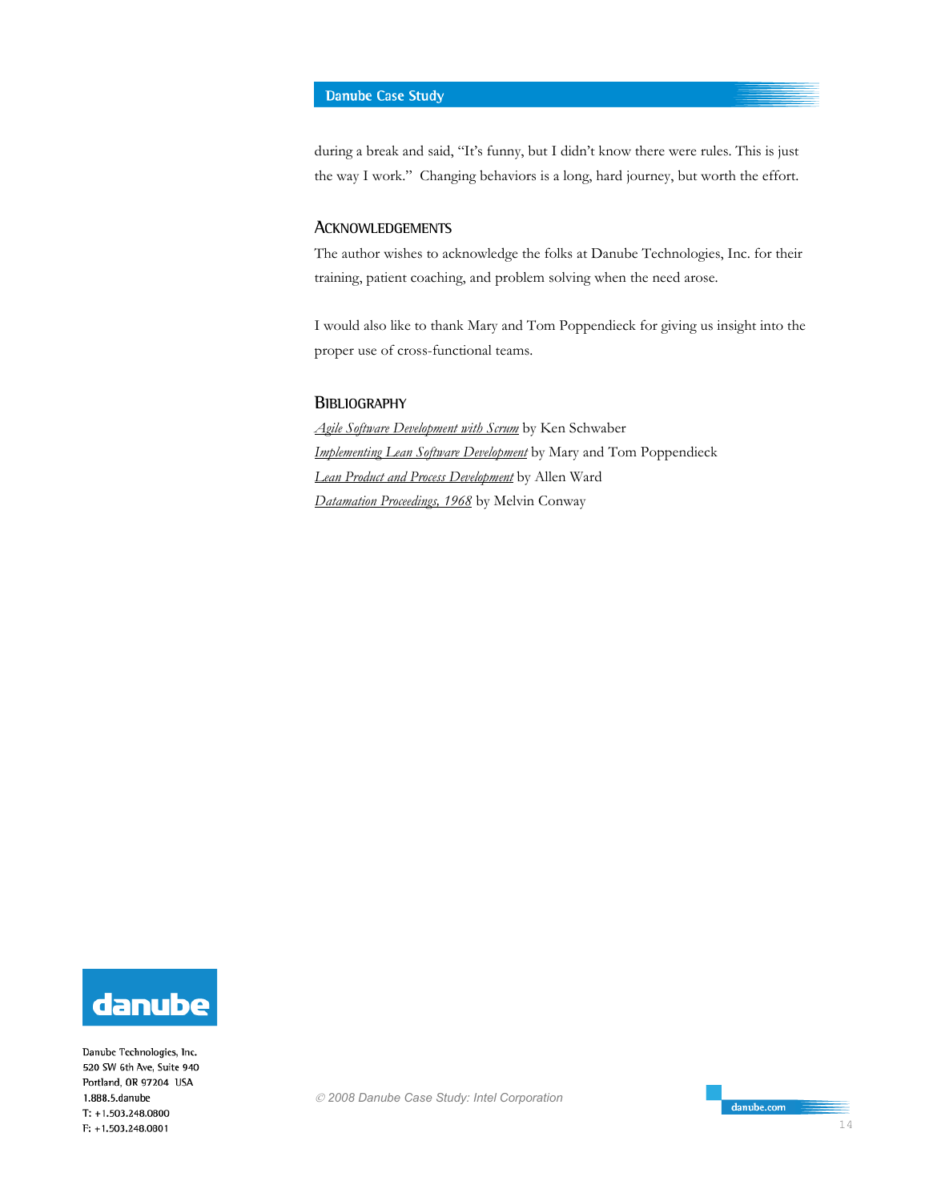during a break and said, "It's funny, but I didn't know there were rules. This is just the way I work." Changing behaviors is a long, hard journey, but worth the effort.

## Acknowledgements

The author wishes to acknowledge the folks at Danube Technologies, Inc. for their training, patient coaching, and problem solving when the need arose.

I would also like to thank Mary and Tom Poppendieck for giving us insight into the proper use of cross-functional teams.

## Bibliography

*Agile Software Development with Scrum* by Ken Schwaber
*Implementing Lean Software Development* by Mary and Tom Poppendieck
*Lean Product and Process Development* by Allen Ward
*Datamation Proceedings, 1968* by Melvin Conway

Danube Technologies, Inc.
520 SW 6th Ave, Suite 940
Portland, OR 97204 USA
1.888.5.danube
T: +1.503.248.0800
F: +1.503.248.0801

© 2008 Danube Case Study: Intel Corporation

danube.com